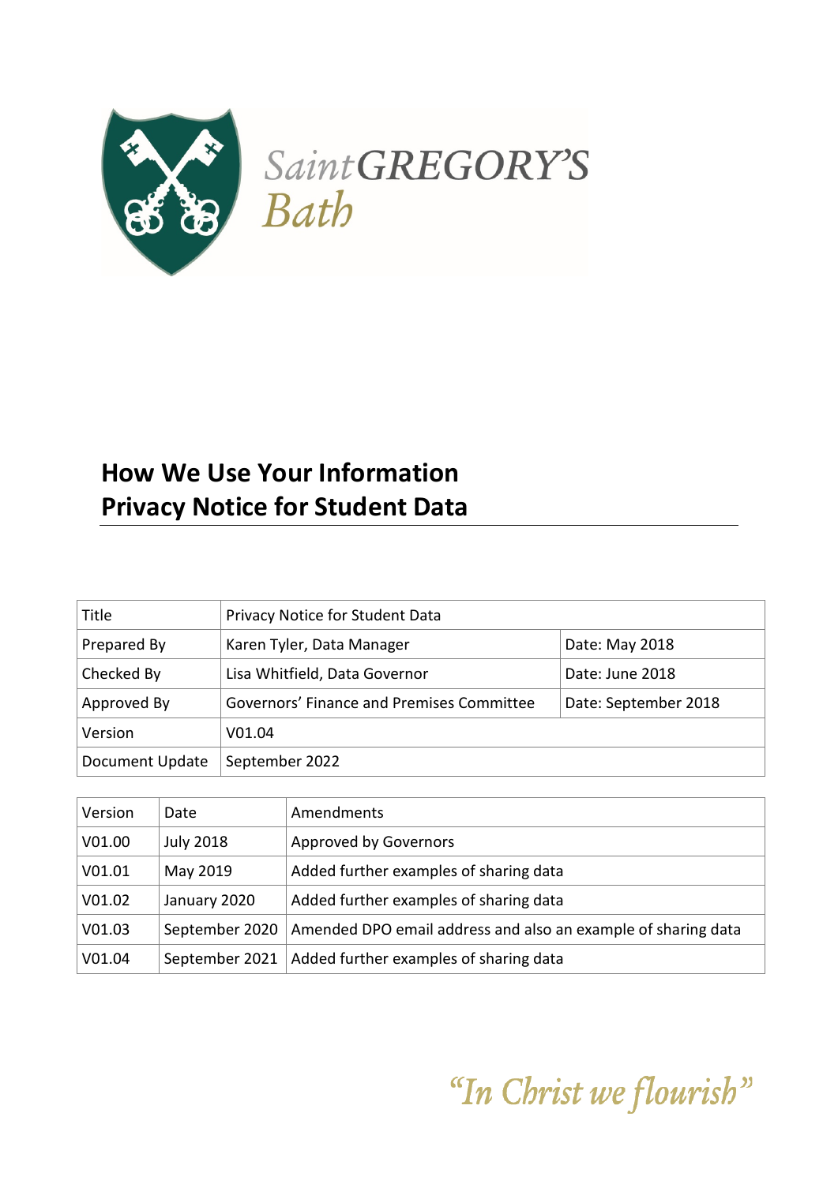Saint GREGORY'S
Bath

# How We Use Your Information
# Privacy Notice for Student Data

| Title | Privacy Notice for Student Data | |
|---|---|---|
| Prepared By | Karen Tyler, Data Manager | Date: May 2018 |
| Checked By | Lisa Whitfield, Data Governor | Date: June 2018 |
| Approved By | Governors' Finance and Premises Committee | Date: September 2018 |
| Version | V01.04 | |
| Document Update | September 2022 | |

| Version | Date | Amendments |
|---|---|---|
| V01.00 | July 2018 | Approved by Governors |
| V01.01 | May 2019 | Added further examples of sharing data |
| V01.02 | January 2020 | Added further examples of sharing data |
| V01.03 | September 2020 | Amended DPO email address and also an example of sharing data |
| V01.04 | September 2021 | Added further examples of sharing data |

*"In Christ we flourish"*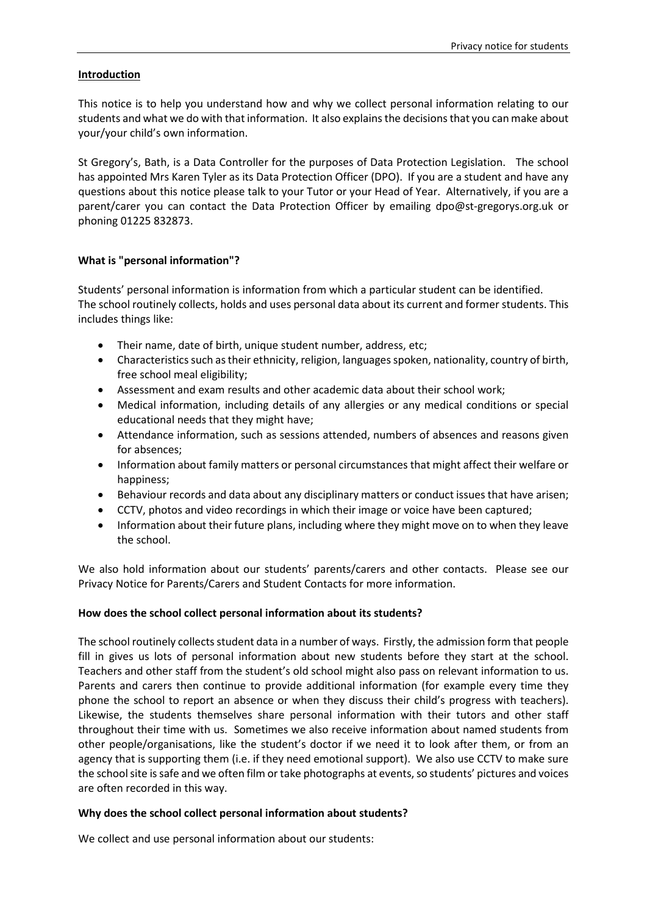## Introduction

This notice is to help you understand how and why we collect personal information relating to our students and what we do with that information. It also explains the decisions that you can make about your/your child's own information.

St Gregory's, Bath, is a Data Controller for the purposes of Data Protection Legislation. The school has appointed Mrs Karen Tyler as its Data Protection Officer (DPO). If you are a student and have any questions about this notice please talk to your Tutor or your Head of Year. Alternatively, if you are a parent/carer you can contact the Data Protection Officer by emailing dpo@st-gregorys.org.uk or phoning 01225 832873.

## What is "personal information"?

Students' personal information is information from which a particular student can be identified. The school routinely collects, holds and uses personal data about its current and former students. This includes things like:

- Their name, date of birth, unique student number, address, etc;
- Characteristics such as their ethnicity, religion, languages spoken, nationality, country of birth, free school meal eligibility;
- Assessment and exam results and other academic data about their school work;
- Medical information, including details of any allergies or any medical conditions or special educational needs that they might have;
- Attendance information, such as sessions attended, numbers of absences and reasons given for absences;
- Information about family matters or personal circumstances that might affect their welfare or happiness;
- Behaviour records and data about any disciplinary matters or conduct issues that have arisen;
- CCTV, photos and video recordings in which their image or voice have been captured;
- Information about their future plans, including where they might move on to when they leave the school.

We also hold information about our students' parents/carers and other contacts. Please see our Privacy Notice for Parents/Carers and Student Contacts for more information.

## How does the school collect personal information about its students?

The school routinely collects student data in a number of ways. Firstly, the admission form that people fill in gives us lots of personal information about new students before they start at the school. Teachers and other staff from the student's old school might also pass on relevant information to us. Parents and carers then continue to provide additional information (for example every time they phone the school to report an absence or when they discuss their child's progress with teachers). Likewise, the students themselves share personal information with their tutors and other staff throughout their time with us. Sometimes we also receive information about named students from other people/organisations, like the student's doctor if we need it to look after them, or from an agency that is supporting them (i.e. if they need emotional support). We also use CCTV to make sure the school site is safe and we often film or take photographs at events, so students' pictures and voices are often recorded in this way.

## Why does the school collect personal information about students?

We collect and use personal information about our students: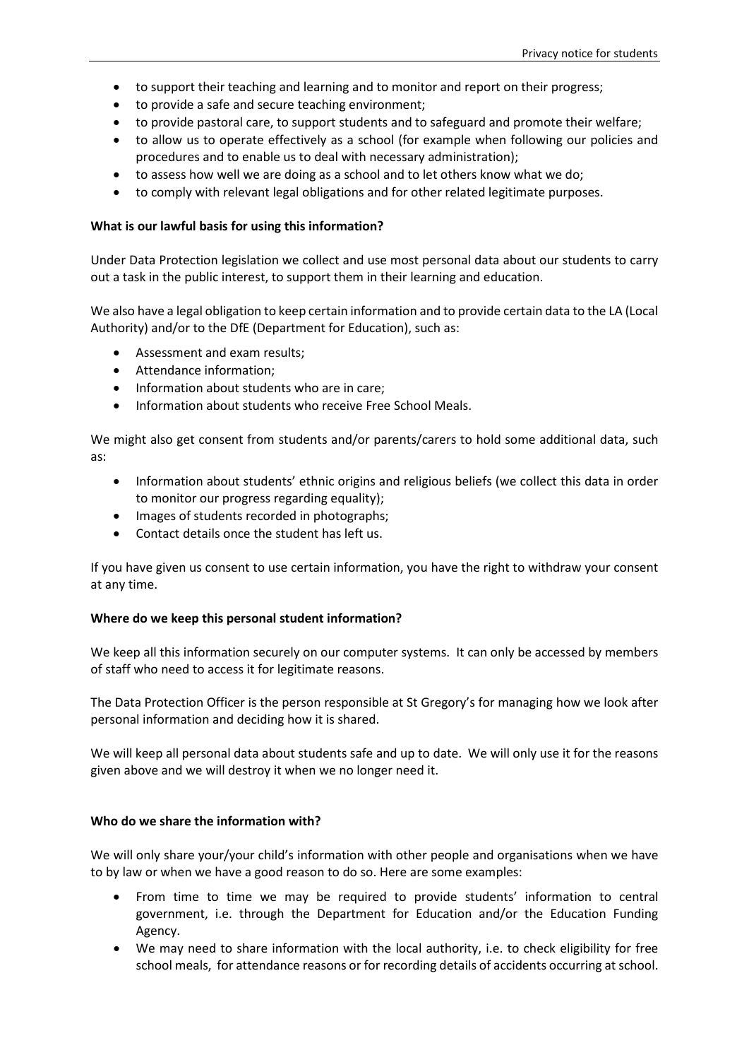- to support their teaching and learning and to monitor and report on their progress;
- to provide a safe and secure teaching environment;
- to provide pastoral care, to support students and to safeguard and promote their welfare;
- to allow us to operate effectively as a school (for example when following our policies and procedures and to enable us to deal with necessary administration);
- to assess how well we are doing as a school and to let others know what we do;
- to comply with relevant legal obligations and for other related legitimate purposes.

**What is our lawful basis for using this information?**

Under Data Protection legislation we collect and use most personal data about our students to carry out a task in the public interest, to support them in their learning and education.

We also have a legal obligation to keep certain information and to provide certain data to the LA (Local Authority) and/or to the DfE (Department for Education), such as:

- Assessment and exam results;
- Attendance information;
- Information about students who are in care;
- Information about students who receive Free School Meals.

We might also get consent from students and/or parents/carers to hold some additional data, such as:

- Information about students' ethnic origins and religious beliefs (we collect this data in order to monitor our progress regarding equality);
- Images of students recorded in photographs;
- Contact details once the student has left us.

If you have given us consent to use certain information, you have the right to withdraw your consent at any time.

**Where do we keep this personal student information?**

We keep all this information securely on our computer systems. It can only be accessed by members of staff who need to access it for legitimate reasons.

The Data Protection Officer is the person responsible at St Gregory's for managing how we look after personal information and deciding how it is shared.

We will keep all personal data about students safe and up to date. We will only use it for the reasons given above and we will destroy it when we no longer need it.

**Who do we share the information with?**

We will only share your/your child's information with other people and organisations when we have to by law or when we have a good reason to do so. Here are some examples:

- From time to time we may be required to provide students' information to central government, i.e. through the Department for Education and/or the Education Funding Agency.
- We may need to share information with the local authority, i.e. to check eligibility for free school meals, for attendance reasons or for recording details of accidents occurring at school.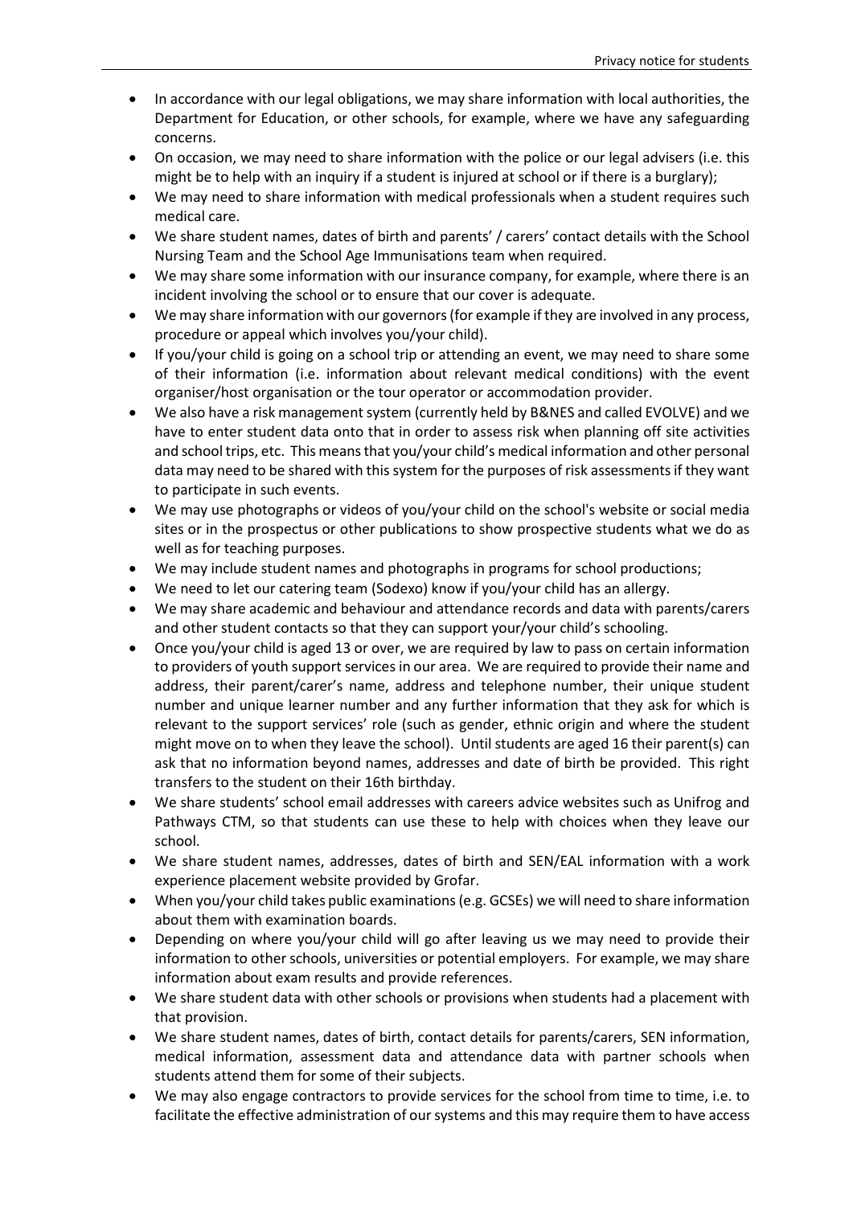- In accordance with our legal obligations, we may share information with local authorities, the Department for Education, or other schools, for example, where we have any safeguarding concerns.
- On occasion, we may need to share information with the police or our legal advisers (i.e. this might be to help with an inquiry if a student is injured at school or if there is a burglary);
- We may need to share information with medical professionals when a student requires such medical care.
- We share student names, dates of birth and parents' / carers' contact details with the School Nursing Team and the School Age Immunisations team when required.
- We may share some information with our insurance company, for example, where there is an incident involving the school or to ensure that our cover is adequate.
- We may share information with our governors (for example if they are involved in any process, procedure or appeal which involves you/your child).
- If you/your child is going on a school trip or attending an event, we may need to share some of their information (i.e. information about relevant medical conditions) with the event organiser/host organisation or the tour operator or accommodation provider.
- We also have a risk management system (currently held by B&NES and called EVOLVE) and we have to enter student data onto that in order to assess risk when planning off site activities and school trips, etc. This means that you/your child's medical information and other personal data may need to be shared with this system for the purposes of risk assessments if they want to participate in such events.
- We may use photographs or videos of you/your child on the school's website or social media sites or in the prospectus or other publications to show prospective students what we do as well as for teaching purposes.
- We may include student names and photographs in programs for school productions;
- We need to let our catering team (Sodexo) know if you/your child has an allergy.
- We may share academic and behaviour and attendance records and data with parents/carers and other student contacts so that they can support your/your child's schooling.
- Once you/your child is aged 13 or over, we are required by law to pass on certain information to providers of youth support services in our area. We are required to provide their name and address, their parent/carer's name, address and telephone number, their unique student number and unique learner number and any further information that they ask for which is relevant to the support services' role (such as gender, ethnic origin and where the student might move on to when they leave the school). Until students are aged 16 their parent(s) can ask that no information beyond names, addresses and date of birth be provided. This right transfers to the student on their 16th birthday.
- We share students' school email addresses with careers advice websites such as Unifrog and Pathways CTM, so that students can use these to help with choices when they leave our school.
- We share student names, addresses, dates of birth and SEN/EAL information with a work experience placement website provided by Grofar.
- When you/your child takes public examinations (e.g. GCSEs) we will need to share information about them with examination boards.
- Depending on where you/your child will go after leaving us we may need to provide their information to other schools, universities or potential employers. For example, we may share information about exam results and provide references.
- We share student data with other schools or provisions when students had a placement with that provision.
- We share student names, dates of birth, contact details for parents/carers, SEN information, medical information, assessment data and attendance data with partner schools when students attend them for some of their subjects.
- We may also engage contractors to provide services for the school from time to time, i.e. to facilitate the effective administration of our systems and this may require them to have access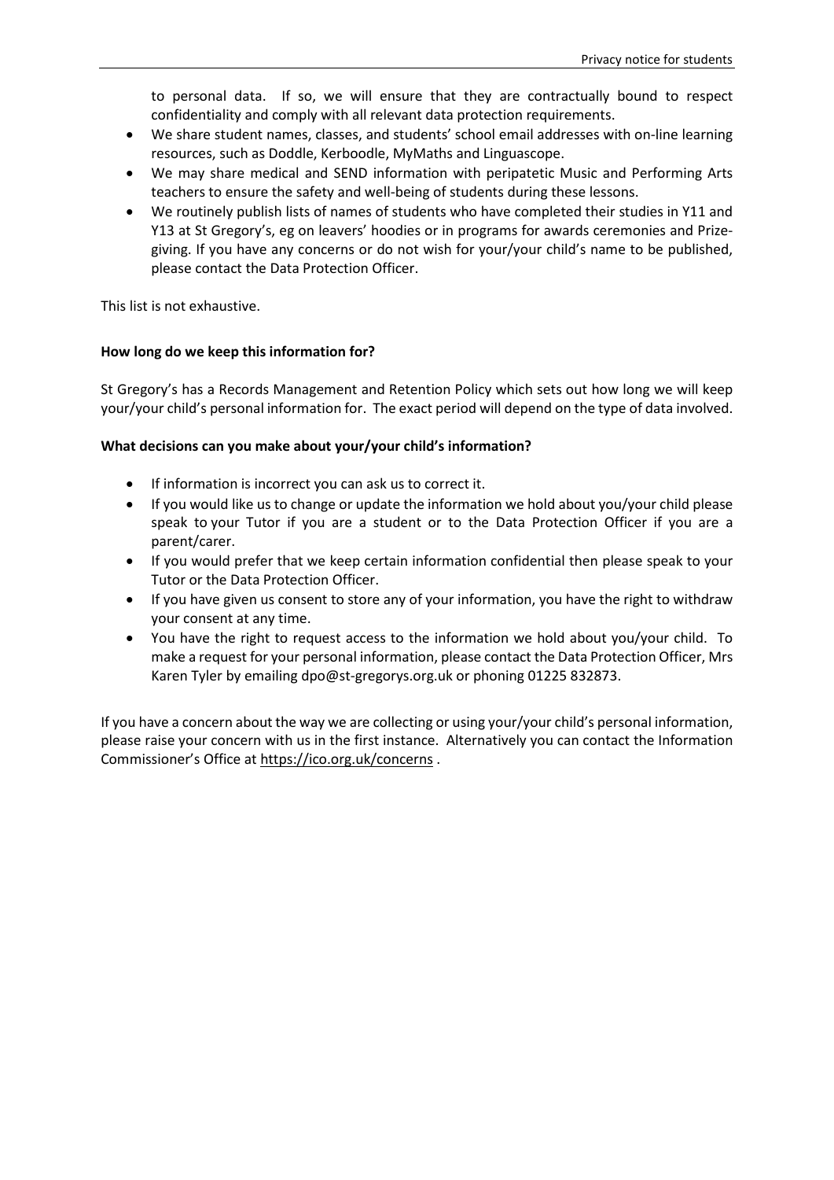to personal data. If so, we will ensure that they are contractually bound to respect confidentiality and comply with all relevant data protection requirements.

- We share student names, classes, and students' school email addresses with on-line learning resources, such as Doddle, Kerboodle, MyMaths and Linguascope.
- We may share medical and SEND information with peripatetic Music and Performing Arts teachers to ensure the safety and well-being of students during these lessons.
- We routinely publish lists of names of students who have completed their studies in Y11 and Y13 at St Gregory's, eg on leavers' hoodies or in programs for awards ceremonies and Prize-giving. If you have any concerns or do not wish for your/your child's name to be published, please contact the Data Protection Officer.

This list is not exhaustive.

**How long do we keep this information for?**

St Gregory's has a Records Management and Retention Policy which sets out how long we will keep your/your child's personal information for. The exact period will depend on the type of data involved.

**What decisions can you make about your/your child's information?**

- If information is incorrect you can ask us to correct it.
- If you would like us to change or update the information we hold about you/your child please speak to your Tutor if you are a student or to the Data Protection Officer if you are a parent/carer.
- If you would prefer that we keep certain information confidential then please speak to your Tutor or the Data Protection Officer.
- If you have given us consent to store any of your information, you have the right to withdraw your consent at any time.
- You have the right to request access to the information we hold about you/your child. To make a request for your personal information, please contact the Data Protection Officer, Mrs Karen Tyler by emailing dpo@st-gregorys.org.uk or phoning 01225 832873.

If you have a concern about the way we are collecting or using your/your child's personal information, please raise your concern with us in the first instance. Alternatively you can contact the Information Commissioner's Office at https://ico.org.uk/concerns .